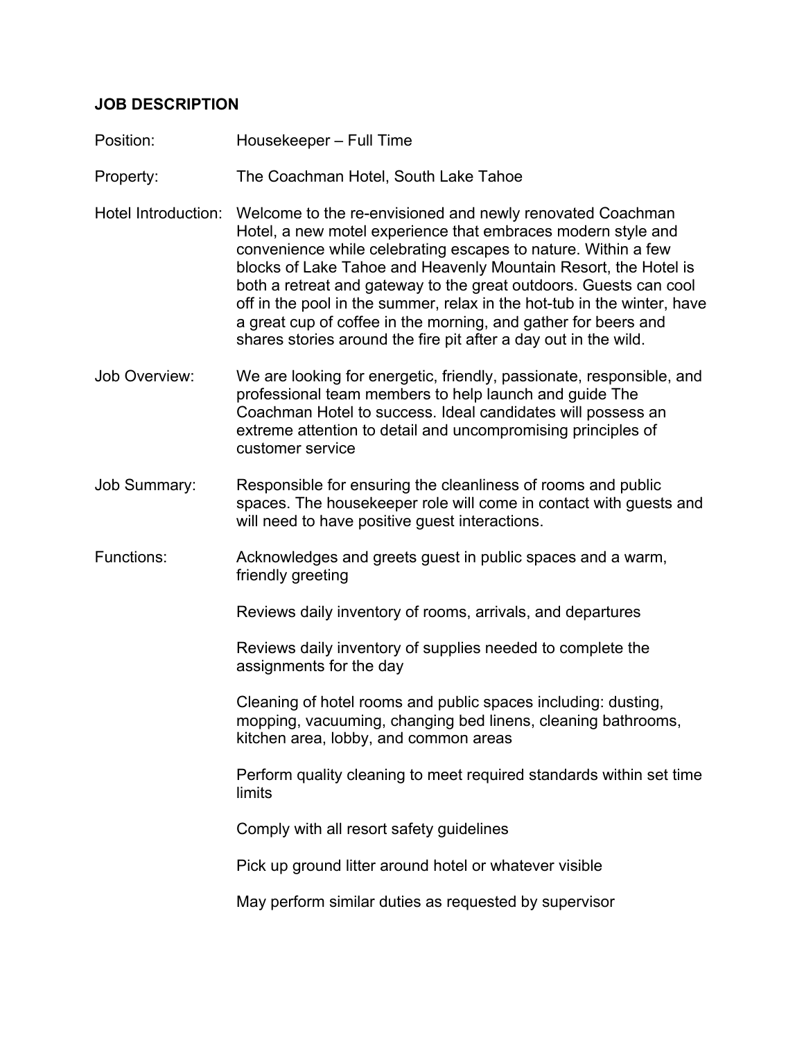**JOB DESCRIPTION**

Position: Housekeeper – Full Time

Property: The Coachman Hotel, South Lake Tahoe

Hotel Introduction: Welcome to the re-envisioned and newly renovated Coachman Hotel, a new motel experience that embraces modern style and convenience while celebrating escapes to nature. Within a few blocks of Lake Tahoe and Heavenly Mountain Resort, the Hotel is both a retreat and gateway to the great outdoors. Guests can cool off in the pool in the summer, relax in the hot-tub in the winter, have a great cup of coffee in the morning, and gather for beers and shares stories around the fire pit after a day out in the wild.

Job Overview: We are looking for energetic, friendly, passionate, responsible, and professional team members to help launch and guide The Coachman Hotel to success. Ideal candidates will possess an extreme attention to detail and uncompromising principles of customer service

Job Summary: Responsible for ensuring the cleanliness of rooms and public spaces. The housekeeper role will come in contact with guests and will need to have positive guest interactions.

Functions:

Acknowledges and greets guest in public spaces and a warm, friendly greeting

Reviews daily inventory of rooms, arrivals, and departures

Reviews daily inventory of supplies needed to complete the assignments for the day

Cleaning of hotel rooms and public spaces including: dusting, mopping, vacuuming, changing bed linens, cleaning bathrooms, kitchen area, lobby, and common areas

Perform quality cleaning to meet required standards within set time limits

Comply with all resort safety guidelines

Pick up ground litter around hotel or whatever visible

May perform similar duties as requested by supervisor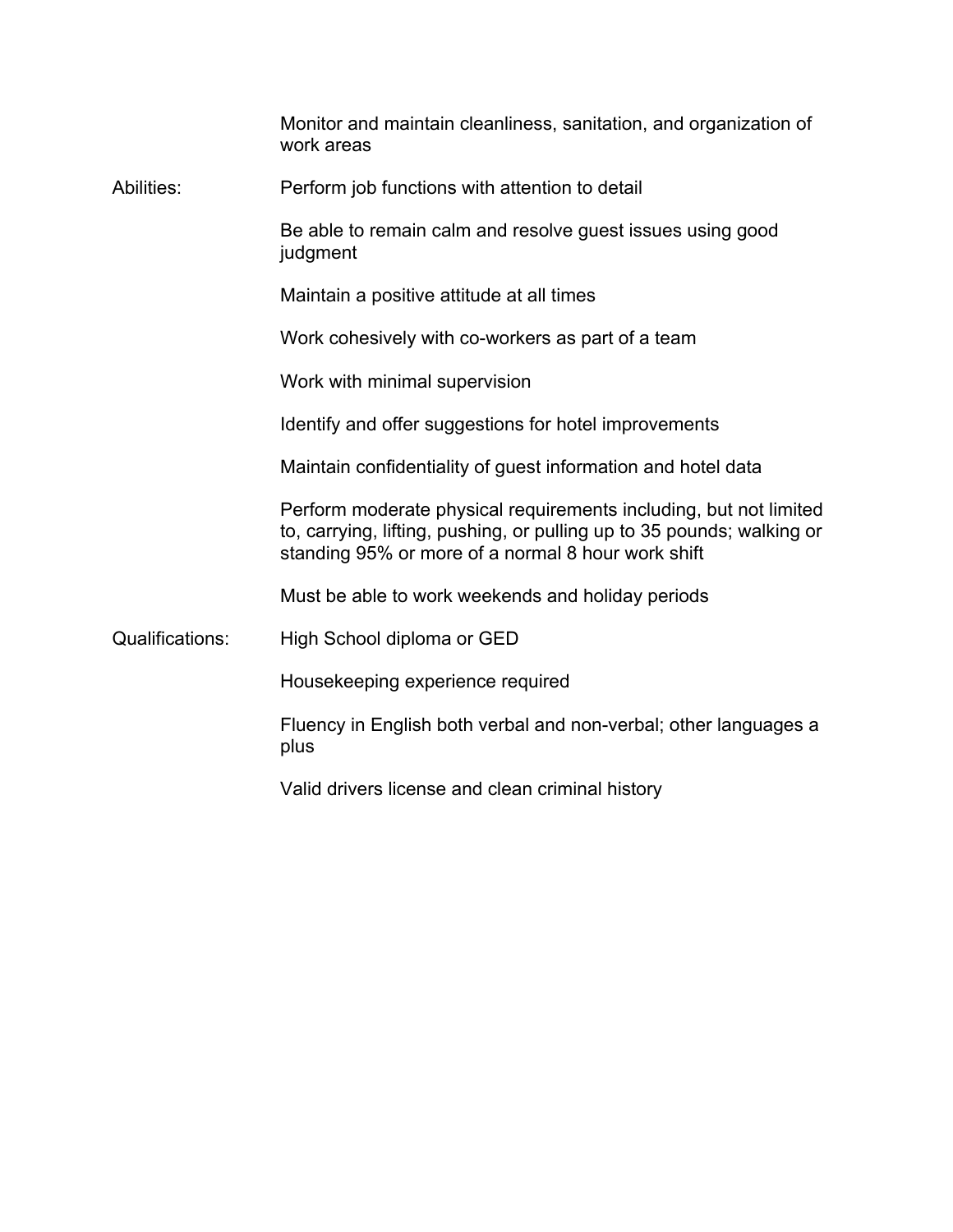Monitor and maintain cleanliness, sanitation, and organization of work areas

**Abilities:**

- Perform job functions with attention to detail
- Be able to remain calm and resolve guest issues using good judgment
- Maintain a positive attitude at all times
- Work cohesively with co-workers as part of a team
- Work with minimal supervision
- Identify and offer suggestions for hotel improvements
- Maintain confidentiality of guest information and hotel data
- Perform moderate physical requirements including, but not limited to, carrying, lifting, pushing, or pulling up to 35 pounds; walking or standing 95% or more of a normal 8 hour work shift
- Must be able to work weekends and holiday periods

**Qualifications:**

- High School diploma or GED
- Housekeeping experience required
- Fluency in English both verbal and non-verbal; other languages a plus
- Valid drivers license and clean criminal history